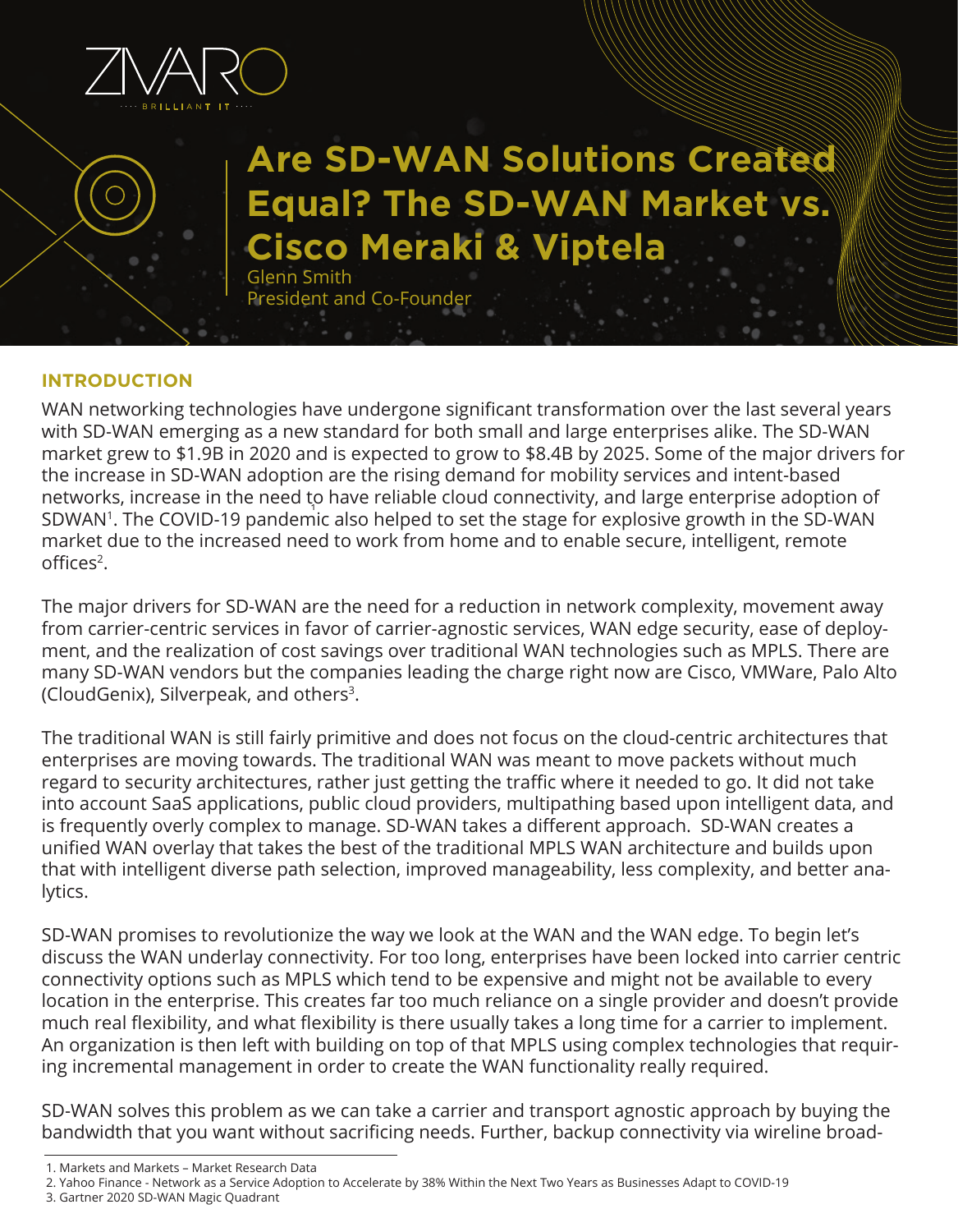# Are SD-WAN Solutions Created Equal? The SD-WAN Market vs. Cisco Meraki & Viptela

Glenn Smith
President and Co-Founder

## INTRODUCTION

WAN networking technologies have undergone significant transformation over the last several years with SD-WAN emerging as a new standard for both small and large enterprises alike. The SD-WAN market grew to $1.9B in 2020 and is expected to grow to $8.4B by 2025. Some of the major drivers for the increase in SD-WAN adoption are the rising demand for mobility services and intent-based networks, increase in the need to have reliable cloud connectivity, and large enterprise adoption of SDWAN[1]. The COVID-19 pandemic also helped to set the stage for explosive growth in the SD-WAN market due to the increased need to work from home and to enable secure, intelligent, remote offices[2].

The major drivers for SD-WAN are the need for a reduction in network complexity, movement away from carrier-centric services in favor of carrier-agnostic services, WAN edge security, ease of deployment, and the realization of cost savings over traditional WAN technologies such as MPLS. There are many SD-WAN vendors but the companies leading the charge right now are Cisco, VMWare, Palo Alto (CloudGenix), Silverpeak, and others[3].

The traditional WAN is still fairly primitive and does not focus on the cloud-centric architectures that enterprises are moving towards. The traditional WAN was meant to move packets without much regard to security architectures, rather just getting the traffic where it needed to go. It did not take into account SaaS applications, public cloud providers, multipathing based upon intelligent data, and is frequently overly complex to manage. SD-WAN takes a different approach. SD-WAN creates a unified WAN overlay that takes the best of the traditional MPLS WAN architecture and builds upon that with intelligent diverse path selection, improved manageability, less complexity, and better analytics.

SD-WAN promises to revolutionize the way we look at the WAN and the WAN edge. To begin let's discuss the WAN underlay connectivity. For too long, enterprises have been locked into carrier centric connectivity options such as MPLS which tend to be expensive and might not be available to every location in the enterprise. This creates far too much reliance on a single provider and doesn't provide much real flexibility, and what flexibility is there usually takes a long time for a carrier to implement. An organization is then left with building on top of that MPLS using complex technologies that requiring incremental management in order to create the WAN functionality really required.

SD-WAN solves this problem as we can take a carrier and transport agnostic approach by buying the bandwidth that you want without sacrificing needs. Further, backup connectivity via wireline broad-

1. Markets and Markets – Market Research Data
2. Yahoo Finance - Network as a Service Adoption to Accelerate by 38% Within the Next Two Years as Businesses Adapt to COVID-19
3. Gartner 2020 SD-WAN Magic Quadrant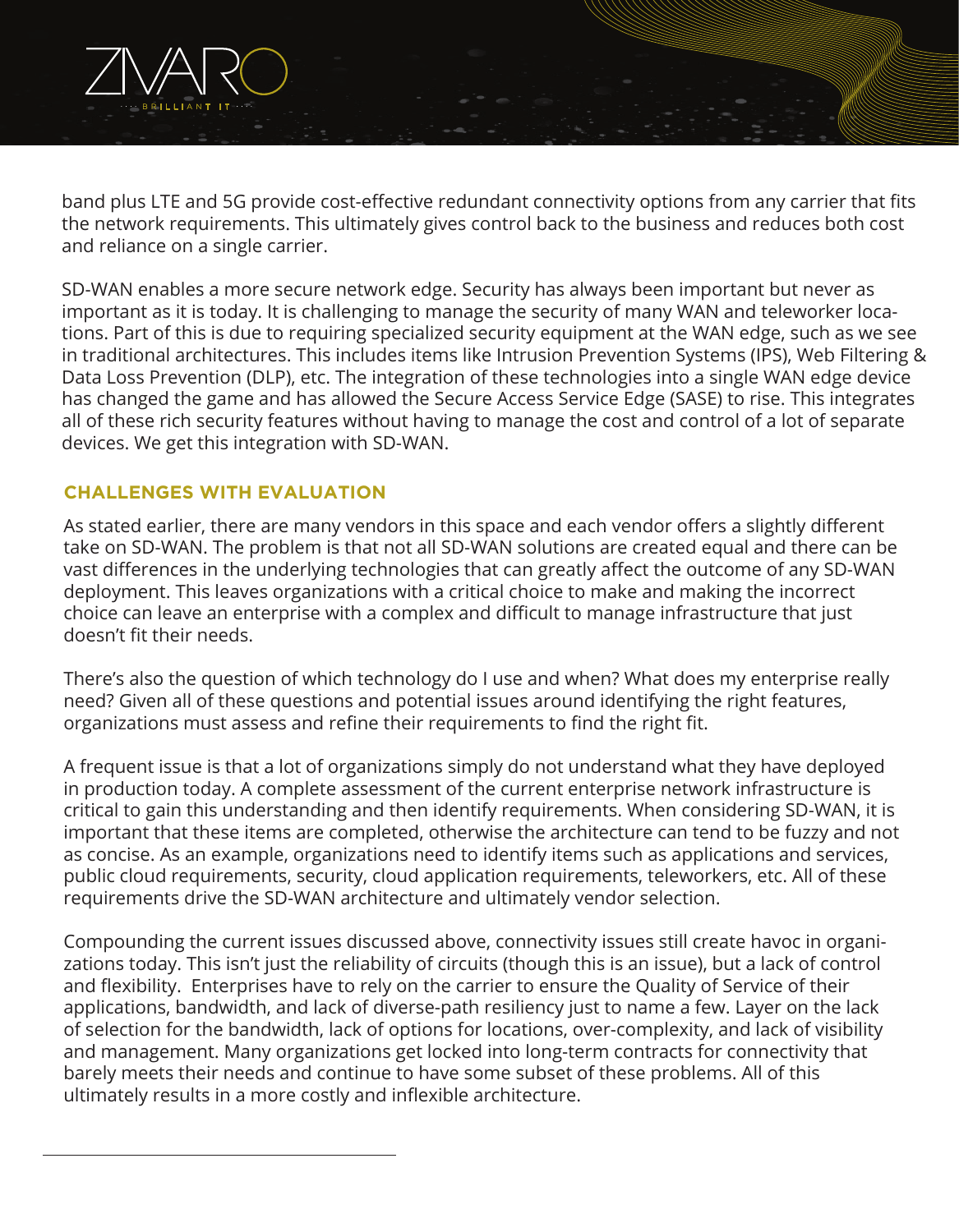band plus LTE and 5G provide cost-effective redundant connectivity options from any carrier that fits the network requirements. This ultimately gives control back to the business and reduces both cost and reliance on a single carrier.

SD-WAN enables a more secure network edge. Security has always been important but never as important as it is today. It is challenging to manage the security of many WAN and teleworker locations. Part of this is due to requiring specialized security equipment at the WAN edge, such as we see in traditional architectures. This includes items like Intrusion Prevention Systems (IPS), Web Filtering & Data Loss Prevention (DLP), etc. The integration of these technologies into a single WAN edge device has changed the game and has allowed the Secure Access Service Edge (SASE) to rise. This integrates all of these rich security features without having to manage the cost and control of a lot of separate devices. We get this integration with SD-WAN.

## CHALLENGES WITH EVALUATION

As stated earlier, there are many vendors in this space and each vendor offers a slightly different take on SD-WAN. The problem is that not all SD-WAN solutions are created equal and there can be vast differences in the underlying technologies that can greatly affect the outcome of any SD-WAN deployment. This leaves organizations with a critical choice to make and making the incorrect choice can leave an enterprise with a complex and difficult to manage infrastructure that just doesn't fit their needs.

There's also the question of which technology do I use and when? What does my enterprise really need? Given all of these questions and potential issues around identifying the right features, organizations must assess and refine their requirements to find the right fit.

A frequent issue is that a lot of organizations simply do not understand what they have deployed in production today. A complete assessment of the current enterprise network infrastructure is critical to gain this understanding and then identify requirements. When considering SD-WAN, it is important that these items are completed, otherwise the architecture can tend to be fuzzy and not as concise. As an example, organizations need to identify items such as applications and services, public cloud requirements, security, cloud application requirements, teleworkers, etc. All of these requirements drive the SD-WAN architecture and ultimately vendor selection.

Compounding the current issues discussed above, connectivity issues still create havoc in organizations today. This isn't just the reliability of circuits (though this is an issue), but a lack of control and flexibility. Enterprises have to rely on the carrier to ensure the Quality of Service of their applications, bandwidth, and lack of diverse-path resiliency just to name a few. Layer on the lack of selection for the bandwidth, lack of options for locations, over-complexity, and lack of visibility and management. Many organizations get locked into long-term contracts for connectivity that barely meets their needs and continue to have some subset of these problems. All of this ultimately results in a more costly and inflexible architecture.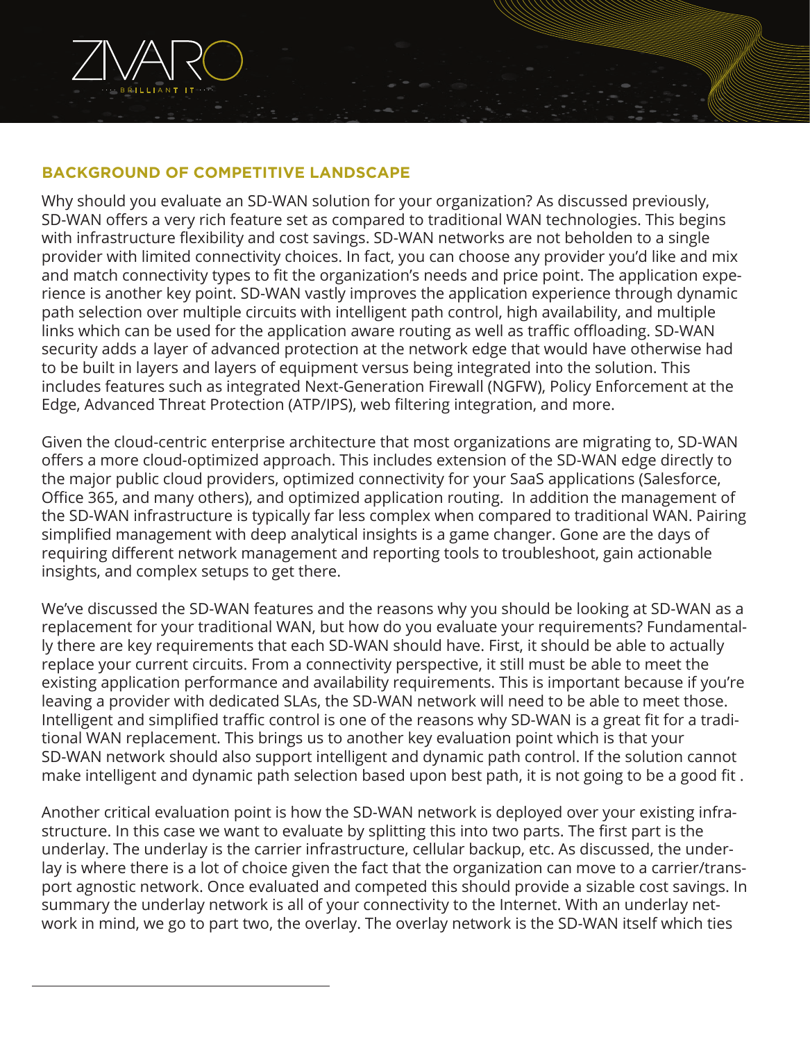## BACKGROUND OF COMPETITIVE LANDSCAPE

Why should you evaluate an SD-WAN solution for your organization? As discussed previously, SD-WAN offers a very rich feature set as compared to traditional WAN technologies. This begins with infrastructure flexibility and cost savings. SD-WAN networks are not beholden to a single provider with limited connectivity choices. In fact, you can choose any provider you'd like and mix and match connectivity types to fit the organization's needs and price point. The application experience is another key point. SD-WAN vastly improves the application experience through dynamic path selection over multiple circuits with intelligent path control, high availability, and multiple links which can be used for the application aware routing as well as traffic offloading. SD-WAN security adds a layer of advanced protection at the network edge that would have otherwise had to be built in layers and layers of equipment versus being integrated into the solution. This includes features such as integrated Next-Generation Firewall (NGFW), Policy Enforcement at the Edge, Advanced Threat Protection (ATP/IPS), web filtering integration, and more.

Given the cloud-centric enterprise architecture that most organizations are migrating to, SD-WAN offers a more cloud-optimized approach. This includes extension of the SD-WAN edge directly to the major public cloud providers, optimized connectivity for your SaaS applications (Salesforce, Office 365, and many others), and optimized application routing. In addition the management of the SD-WAN infrastructure is typically far less complex when compared to traditional WAN. Pairing simplified management with deep analytical insights is a game changer. Gone are the days of requiring different network management and reporting tools to troubleshoot, gain actionable insights, and complex setups to get there.

We've discussed the SD-WAN features and the reasons why you should be looking at SD-WAN as a replacement for your traditional WAN, but how do you evaluate your requirements? Fundamentally there are key requirements that each SD-WAN should have. First, it should be able to actually replace your current circuits. From a connectivity perspective, it still must be able to meet the existing application performance and availability requirements. This is important because if you're leaving a provider with dedicated SLAs, the SD-WAN network will need to be able to meet those. Intelligent and simplified traffic control is one of the reasons why SD-WAN is a great fit for a traditional WAN replacement. This brings us to another key evaluation point which is that your SD-WAN network should also support intelligent and dynamic path control. If the solution cannot make intelligent and dynamic path selection based upon best path, it is not going to be a good fit .

Another critical evaluation point is how the SD-WAN network is deployed over your existing infrastructure. In this case we want to evaluate by splitting this into two parts. The first part is the underlay. The underlay is the carrier infrastructure, cellular backup, etc. As discussed, the underlay is where there is a lot of choice given the fact that the organization can move to a carrier/transport agnostic network. Once evaluated and competed this should provide a sizable cost savings. In summary the underlay network is all of your connectivity to the Internet. With an underlay network in mind, we go to part two, the overlay. The overlay network is the SD-WAN itself which ties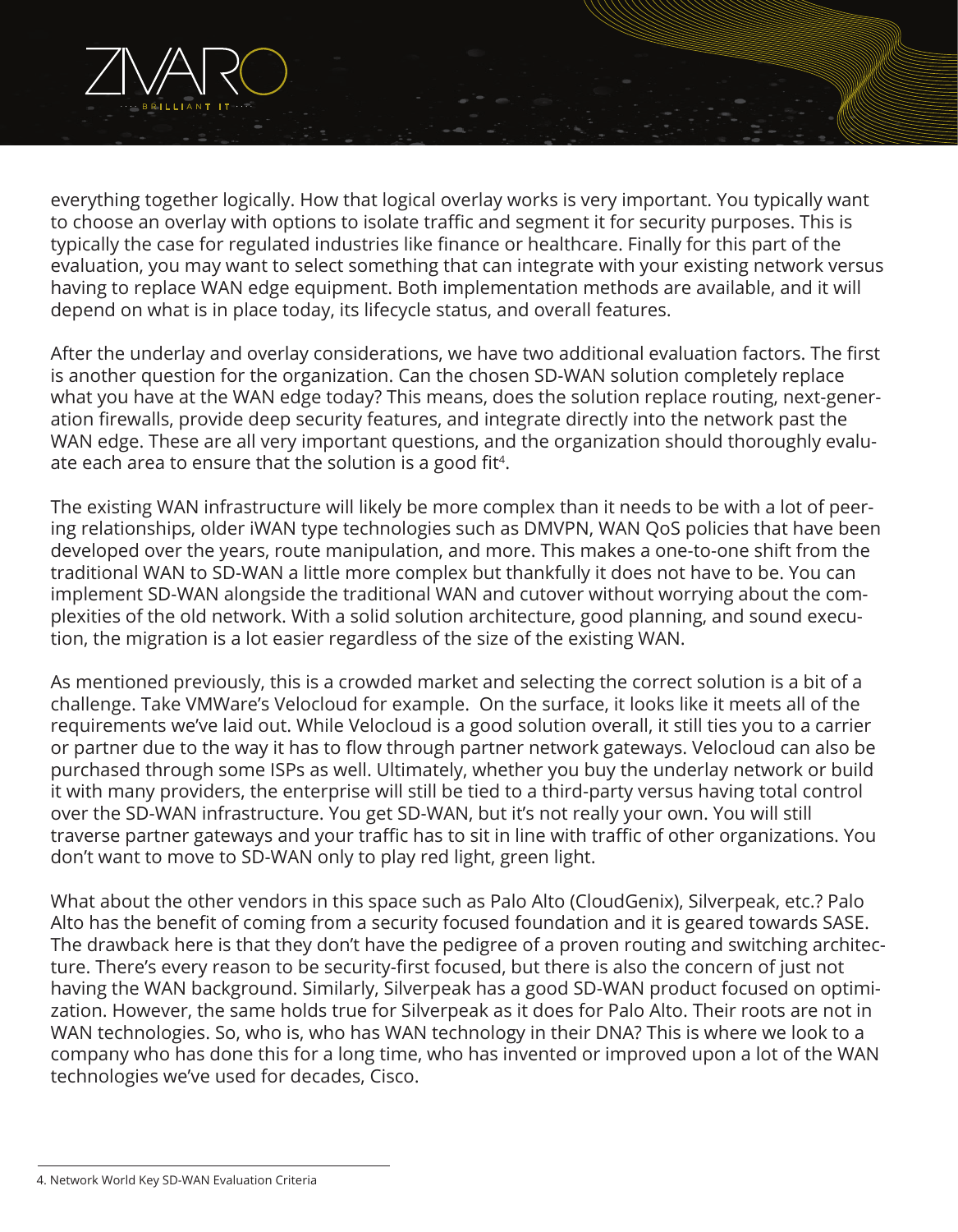everything together logically. How that logical overlay works is very important. You typically want to choose an overlay with options to isolate traffic and segment it for security purposes. This is typically the case for regulated industries like finance or healthcare. Finally for this part of the evaluation, you may want to select something that can integrate with your existing network versus having to replace WAN edge equipment. Both implementation methods are available, and it will depend on what is in place today, its lifecycle status, and overall features.

After the underlay and overlay considerations, we have two additional evaluation factors. The first is another question for the organization. Can the chosen SD-WAN solution completely replace what you have at the WAN edge today? This means, does the solution replace routing, next-generation firewalls, provide deep security features, and integrate directly into the network past the WAN edge. These are all very important questions, and the organization should thoroughly evaluate each area to ensure that the solution is a good fit[4].

The existing WAN infrastructure will likely be more complex than it needs to be with a lot of peering relationships, older iWAN type technologies such as DMVPN, WAN QoS policies that have been developed over the years, route manipulation, and more. This makes a one-to-one shift from the traditional WAN to SD-WAN a little more complex but thankfully it does not have to be. You can implement SD-WAN alongside the traditional WAN and cutover without worrying about the complexities of the old network. With a solid solution architecture, good planning, and sound execution, the migration is a lot easier regardless of the size of the existing WAN.

As mentioned previously, this is a crowded market and selecting the correct solution is a bit of a challenge. Take VMWare's Velocloud for example. On the surface, it looks like it meets all of the requirements we've laid out. While Velocloud is a good solution overall, it still ties you to a carrier or partner due to the way it has to flow through partner network gateways. Velocloud can also be purchased through some ISPs as well. Ultimately, whether you buy the underlay network or build it with many providers, the enterprise will still be tied to a third-party versus having total control over the SD-WAN infrastructure. You get SD-WAN, but it's not really your own. You will still traverse partner gateways and your traffic has to sit in line with traffic of other organizations. You don't want to move to SD-WAN only to play red light, green light.

What about the other vendors in this space such as Palo Alto (CloudGenix), Silverpeak, etc.? Palo Alto has the benefit of coming from a security focused foundation and it is geared towards SASE. The drawback here is that they don't have the pedigree of a proven routing and switching architecture. There's every reason to be security-first focused, but there is also the concern of just not having the WAN background. Similarly, Silverpeak has a good SD-WAN product focused on optimization. However, the same holds true for Silverpeak as it does for Palo Alto. Their roots are not in WAN technologies. So, who is, who has WAN technology in their DNA? This is where we look to a company who has done this for a long time, who has invented or improved upon a lot of the WAN technologies we've used for decades, Cisco.

4. Network World Key SD-WAN Evaluation Criteria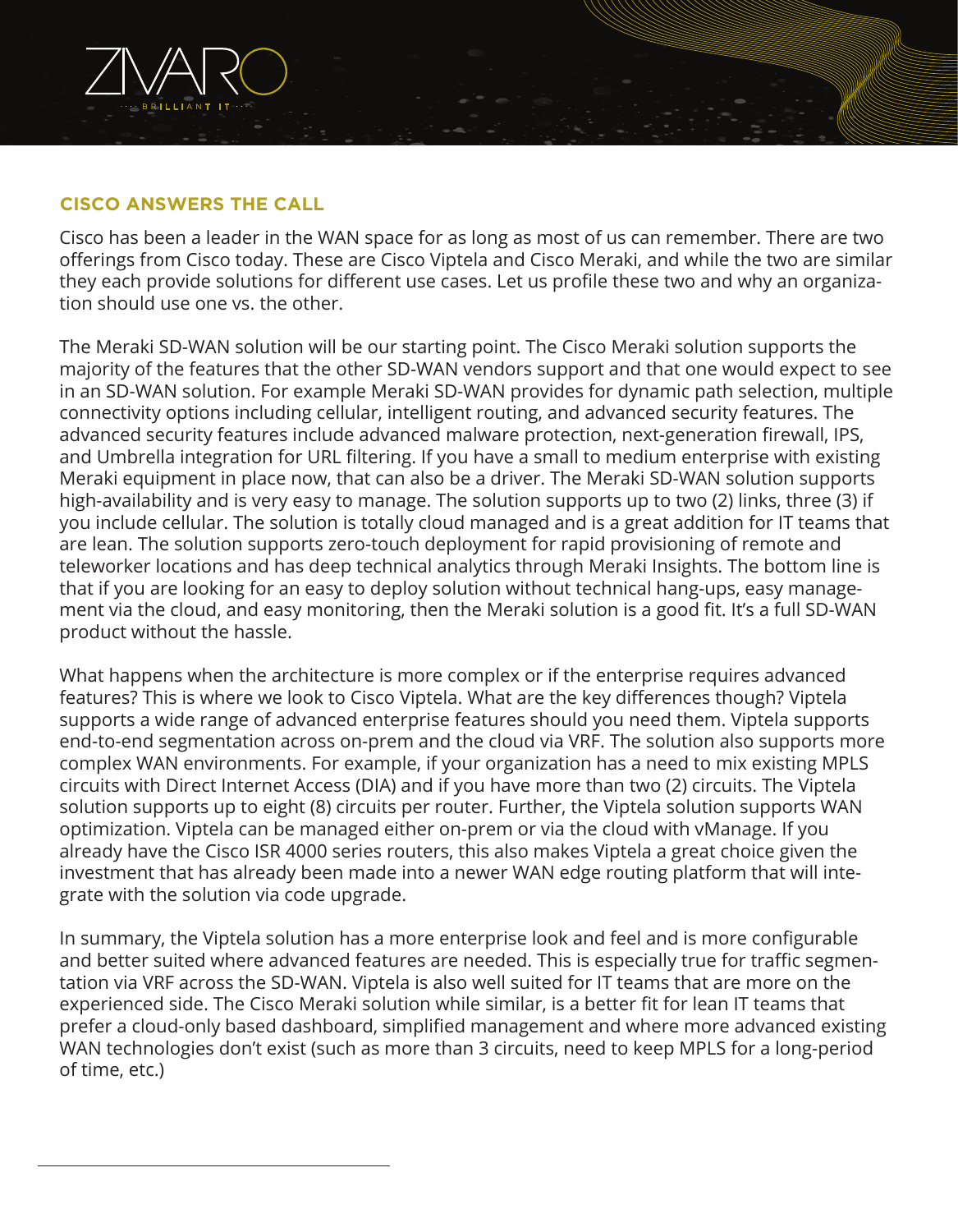## CISCO ANSWERS THE CALL

Cisco has been a leader in the WAN space for as long as most of us can remember. There are two offerings from Cisco today. These are Cisco Viptela and Cisco Meraki, and while the two are similar they each provide solutions for different use cases. Let us profile these two and why an organization should use one vs. the other.

The Meraki SD-WAN solution will be our starting point. The Cisco Meraki solution supports the majority of the features that the other SD-WAN vendors support and that one would expect to see in an SD-WAN solution. For example Meraki SD-WAN provides for dynamic path selection, multiple connectivity options including cellular, intelligent routing, and advanced security features. The advanced security features include advanced malware protection, next-generation firewall, IPS, and Umbrella integration for URL filtering. If you have a small to medium enterprise with existing Meraki equipment in place now, that can also be a driver. The Meraki SD-WAN solution supports high-availability and is very easy to manage. The solution supports up to two (2) links, three (3) if you include cellular. The solution is totally cloud managed and is a great addition for IT teams that are lean. The solution supports zero-touch deployment for rapid provisioning of remote and teleworker locations and has deep technical analytics through Meraki Insights. The bottom line is that if you are looking for an easy to deploy solution without technical hang-ups, easy management via the cloud, and easy monitoring, then the Meraki solution is a good fit. It's a full SD-WAN product without the hassle.

What happens when the architecture is more complex or if the enterprise requires advanced features? This is where we look to Cisco Viptela. What are the key differences though? Viptela supports a wide range of advanced enterprise features should you need them. Viptela supports end-to-end segmentation across on-prem and the cloud via VRF. The solution also supports more complex WAN environments. For example, if your organization has a need to mix existing MPLS circuits with Direct Internet Access (DIA) and if you have more than two (2) circuits. The Viptela solution supports up to eight (8) circuits per router. Further, the Viptela solution supports WAN optimization. Viptela can be managed either on-prem or via the cloud with vManage. If you already have the Cisco ISR 4000 series routers, this also makes Viptela a great choice given the investment that has already been made into a newer WAN edge routing platform that will integrate with the solution via code upgrade.

In summary, the Viptela solution has a more enterprise look and feel and is more configurable and better suited where advanced features are needed. This is especially true for traffic segmentation via VRF across the SD-WAN. Viptela is also well suited for IT teams that are more on the experienced side. The Cisco Meraki solution while similar, is a better fit for lean IT teams that prefer a cloud-only based dashboard, simplified management and where more advanced existing WAN technologies don't exist (such as more than 3 circuits, need to keep MPLS for a long-period of time, etc.)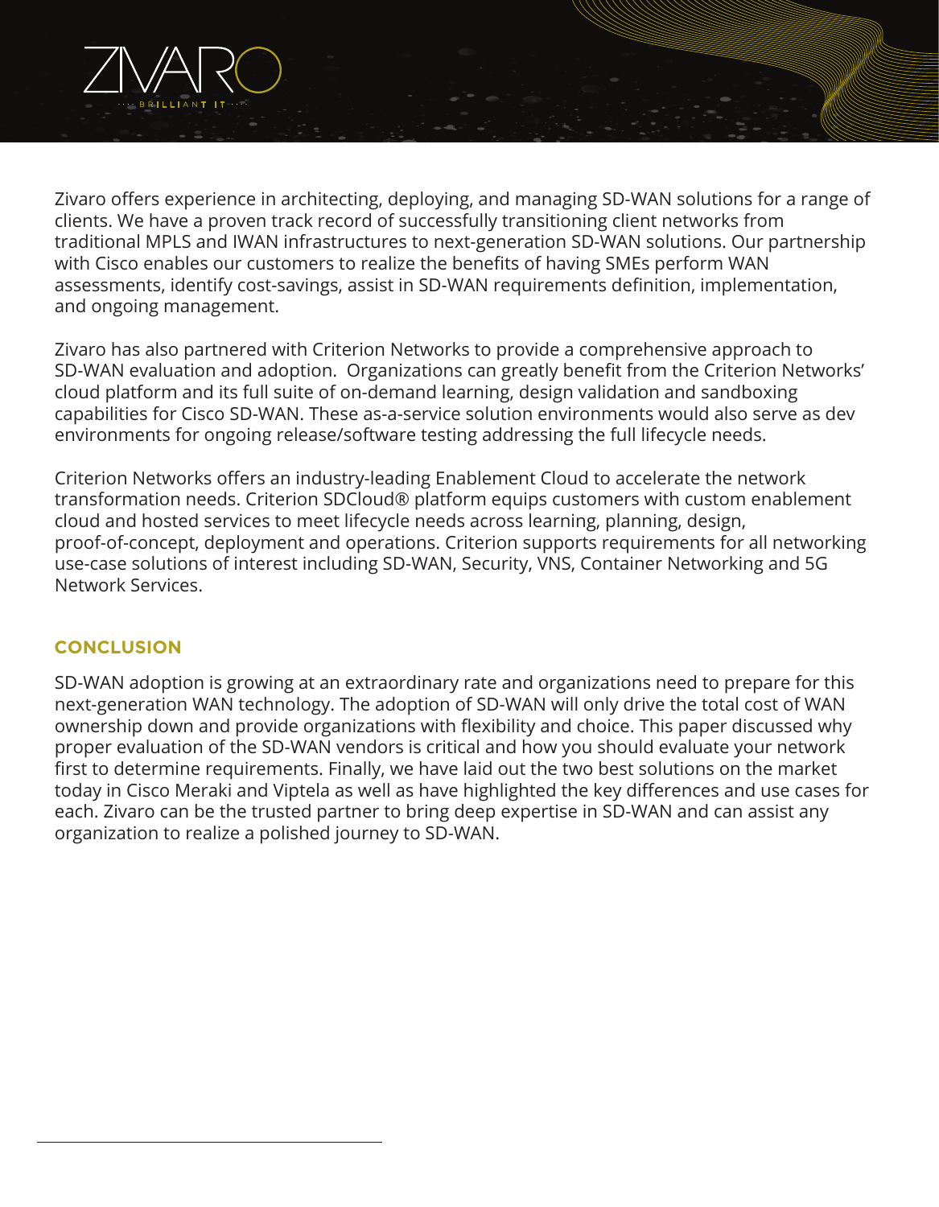Zivaro offers experience in architecting, deploying, and managing SD-WAN solutions for a range of clients. We have a proven track record of successfully transitioning client networks from traditional MPLS and IWAN infrastructures to next-generation SD-WAN solutions. Our partnership with Cisco enables our customers to realize the benefits of having SMEs perform WAN assessments, identify cost-savings, assist in SD-WAN requirements definition, implementation, and ongoing management.

Zivaro has also partnered with Criterion Networks to provide a comprehensive approach to SD-WAN evaluation and adoption.  Organizations can greatly benefit from the Criterion Networks' cloud platform and its full suite of on-demand learning, design validation and sandboxing capabilities for Cisco SD-WAN. These as-a-service solution environments would also serve as dev environments for ongoing release/software testing addressing the full lifecycle needs.

Criterion Networks offers an industry-leading Enablement Cloud to accelerate the network transformation needs. Criterion SDCloud® platform equips customers with custom enablement cloud and hosted services to meet lifecycle needs across learning, planning, design, proof-of-concept, deployment and operations. Criterion supports requirements for all networking use-case solutions of interest including SD-WAN, Security, VNS, Container Networking and 5G Network Services.

## CONCLUSION

SD-WAN adoption is growing at an extraordinary rate and organizations need to prepare for this next-generation WAN technology. The adoption of SD-WAN will only drive the total cost of WAN ownership down and provide organizations with flexibility and choice. This paper discussed why proper evaluation of the SD-WAN vendors is critical and how you should evaluate your network first to determine requirements. Finally, we have laid out the two best solutions on the market today in Cisco Meraki and Viptela as well as have highlighted the key differences and use cases for each. Zivaro can be the trusted partner to bring deep expertise in SD-WAN and can assist any organization to realize a polished journey to SD-WAN.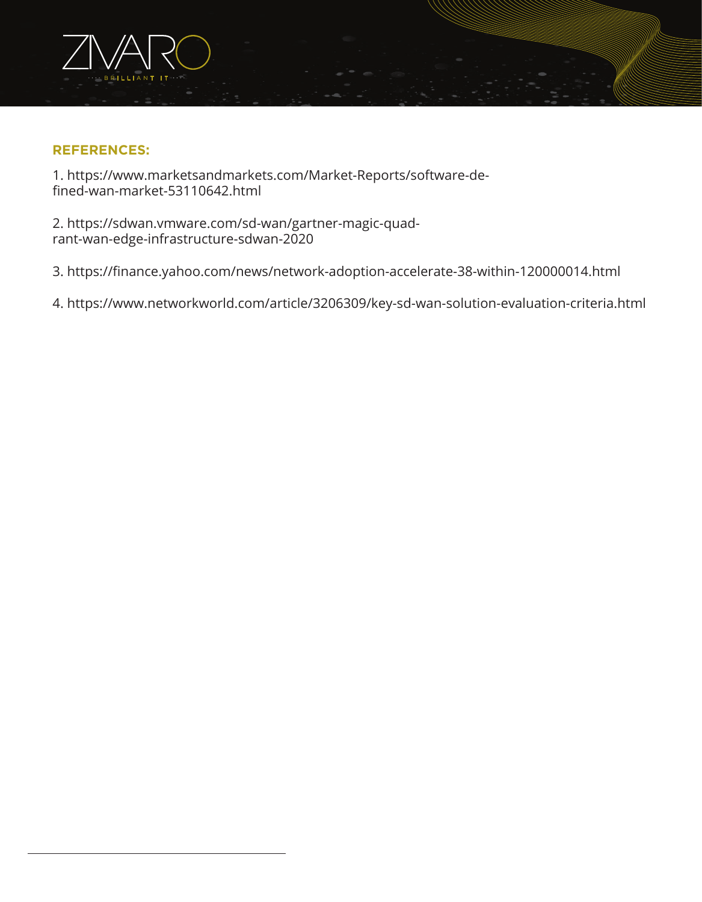## REFERENCES:

1. https://www.marketsandmarkets.com/Market-Reports/software-defined-wan-market-53110642.html

2. https://sdwan.vmware.com/sd-wan/gartner-magic-quadrant-wan-edge-infrastructure-sdwan-2020

3. https://finance.yahoo.com/news/network-adoption-accelerate-38-within-120000014.html

4. https://www.networkworld.com/article/3206309/key-sd-wan-solution-evaluation-criteria.html